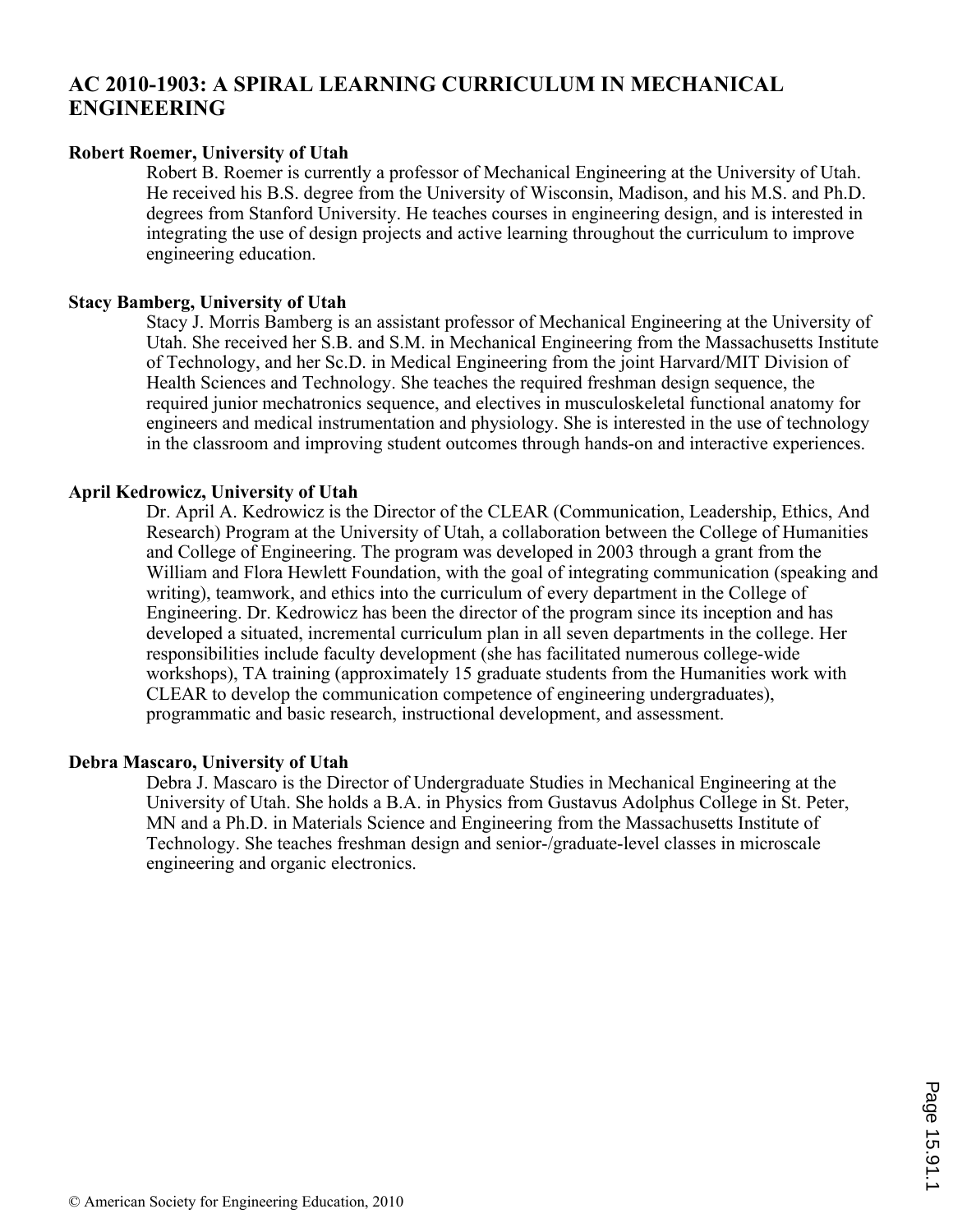# AC 2010-1903: A SPIRAL LEARNING CURRICULUM IN MECHANICAL ENGINEERING

**Robert Roemer, University of Utah**

Robert B. Roemer is currently a professor of Mechanical Engineering at the University of Utah. He received his B.S. degree from the University of Wisconsin, Madison, and his M.S. and Ph.D. degrees from Stanford University. He teaches courses in engineering design, and is interested in integrating the use of design projects and active learning throughout the curriculum to improve engineering education.

**Stacy Bamberg, University of Utah**

Stacy J. Morris Bamberg is an assistant professor of Mechanical Engineering at the University of Utah. She received her S.B. and S.M. in Mechanical Engineering from the Massachusetts Institute of Technology, and her Sc.D. in Medical Engineering from the joint Harvard/MIT Division of Health Sciences and Technology. She teaches the required freshman design sequence, the required junior mechatronics sequence, and electives in musculoskeletal functional anatomy for engineers and medical instrumentation and physiology. She is interested in the use of technology in the classroom and improving student outcomes through hands-on and interactive experiences.

**April Kedrowicz, University of Utah**

Dr. April A. Kedrowicz is the Director of the CLEAR (Communication, Leadership, Ethics, And Research) Program at the University of Utah, a collaboration between the College of Humanities and College of Engineering. The program was developed in 2003 through a grant from the William and Flora Hewlett Foundation, with the goal of integrating communication (speaking and writing), teamwork, and ethics into the curriculum of every department in the College of Engineering. Dr. Kedrowicz has been the director of the program since its inception and has developed a situated, incremental curriculum plan in all seven departments in the college. Her responsibilities include faculty development (she has facilitated numerous college-wide workshops), TA training (approximately 15 graduate students from the Humanities work with CLEAR to develop the communication competence of engineering undergraduates), programmatic and basic research, instructional development, and assessment.

**Debra Mascaro, University of Utah**

Debra J. Mascaro is the Director of Undergraduate Studies in Mechanical Engineering at the University of Utah. She holds a B.A. in Physics from Gustavus Adolphus College in St. Peter, MN and a Ph.D. in Materials Science and Engineering from the Massachusetts Institute of Technology. She teaches freshman design and senior-/graduate-level classes in microscale engineering and organic electronics.

© American Society for Engineering Education, 2010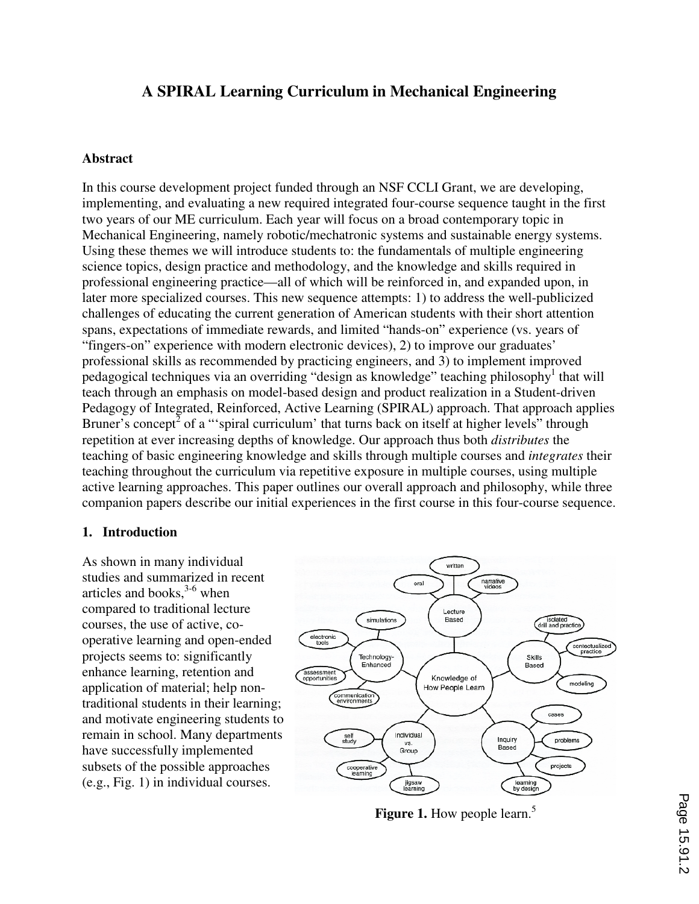# A SPIRAL Learning Curriculum in Mechanical Engineering

## Abstract

In this course development project funded through an NSF CCLI Grant, we are developing, implementing, and evaluating a new required integrated four-course sequence taught in the first two years of our ME curriculum. Each year will focus on a broad contemporary topic in Mechanical Engineering, namely robotic/mechatronic systems and sustainable energy systems. Using these themes we will introduce students to: the fundamentals of multiple engineering science topics, design practice and methodology, and the knowledge and skills required in professional engineering practice—all of which will be reinforced in, and expanded upon, in later more specialized courses. This new sequence attempts: 1) to address the well-publicized challenges of educating the current generation of American students with their short attention spans, expectations of immediate rewards, and limited "hands-on" experience (vs. years of "fingers-on" experience with modern electronic devices), 2) to improve our graduates' professional skills as recommended by practicing engineers, and 3) to implement improved pedagogical techniques via an overriding "design as knowledge" teaching philosophy[1] that will teach through an emphasis on model-based design and product realization in a Student-driven Pedagogy of Integrated, Reinforced, Active Learning (SPIRAL) approach. That approach applies Bruner's concept[2] of a "'spiral curriculum' that turns back on itself at higher levels" through repetition at ever increasing depths of knowledge. Our approach thus both *distributes* the teaching of basic engineering knowledge and skills through multiple courses and *integrates* their teaching throughout the curriculum via repetitive exposure in multiple courses, using multiple active learning approaches. This paper outlines our overall approach and philosophy, while three companion papers describe our initial experiences in the first course in this four-course sequence.

## 1. Introduction

As shown in many individual studies and summarized in recent articles and books,[3-6] when compared to traditional lecture courses, the use of active, co-operative learning and open-ended projects seems to: significantly enhance learning, retention and application of material; help non-traditional students in their learning; and motivate engineering students to remain in school. Many departments have successfully implemented subsets of the possible approaches (e.g., Fig. 1) in individual courses.

**Figure 1.** How people learn.[5]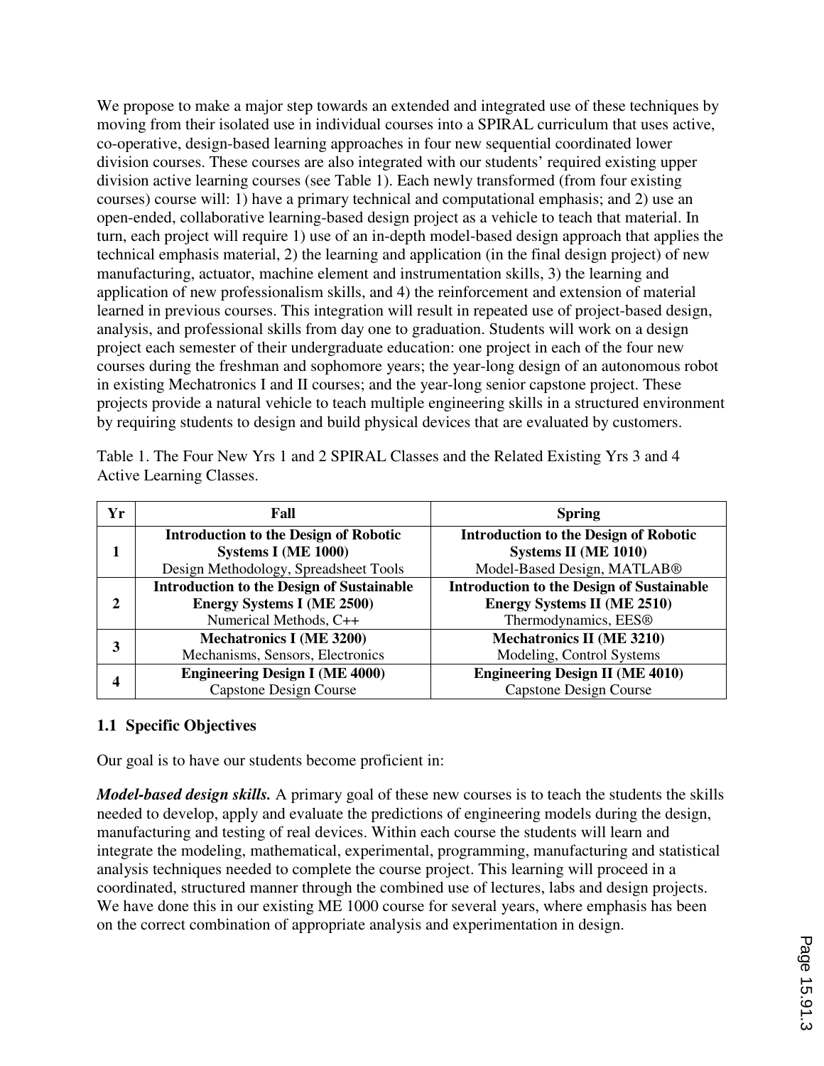We propose to make a major step towards an extended and integrated use of these techniques by moving from their isolated use in individual courses into a SPIRAL curriculum that uses active, co-operative, design-based learning approaches in four new sequential coordinated lower division courses. These courses are also integrated with our students' required existing upper division active learning courses (see Table 1). Each newly transformed (from four existing courses) course will: 1) have a primary technical and computational emphasis; and 2) use an open-ended, collaborative learning-based design project as a vehicle to teach that material. In turn, each project will require 1) use of an in-depth model-based design approach that applies the technical emphasis material, 2) the learning and application (in the final design project) of new manufacturing, actuator, machine element and instrumentation skills, 3) the learning and application of new professionalism skills, and 4) the reinforcement and extension of material learned in previous courses. This integration will result in repeated use of project-based design, analysis, and professional skills from day one to graduation. Students will work on a design project each semester of their undergraduate education: one project in each of the four new courses during the freshman and sophomore years; the year-long design of an autonomous robot in existing Mechatronics I and II courses; and the year-long senior capstone project. These projects provide a natural vehicle to teach multiple engineering skills in a structured environment by requiring students to design and build physical devices that are evaluated by customers.

Table 1. The Four New Yrs 1 and 2 SPIRAL Classes and the Related Existing Yrs 3 and 4 Active Learning Classes.

| Yr | Fall | Spring |
|---|---|---|
| 1 | **Introduction to the Design of Robotic Systems I (ME 1000)**<br>Design Methodology, Spreadsheet Tools | **Introduction to the Design of Robotic Systems II (ME 1010)**<br>Model-Based Design, MATLAB® |
| 2 | **Introduction to the Design of Sustainable Energy Systems I (ME 2500)**<br>Numerical Methods, C++ | **Introduction to the Design of Sustainable Energy Systems II (ME 2510)**<br>Thermodynamics, EES® |
| 3 | **Mechatronics I (ME 3200)**<br>Mechanisms, Sensors, Electronics | **Mechatronics II (ME 3210)**<br>Modeling, Control Systems |
| 4 | **Engineering Design I (ME 4000)**<br>Capstone Design Course | **Engineering Design II (ME 4010)**<br>Capstone Design Course |

### 1.1 Specific Objectives

Our goal is to have our students become proficient in:

***Model-based design skills.*** A primary goal of these new courses is to teach the students the skills needed to develop, apply and evaluate the predictions of engineering models during the design, manufacturing and testing of real devices. Within each course the students will learn and integrate the modeling, mathematical, experimental, programming, manufacturing and statistical analysis techniques needed to complete the course project. This learning will proceed in a coordinated, structured manner through the combined use of lectures, labs and design projects. We have done this in our existing ME 1000 course for several years, where emphasis has been on the correct combination of appropriate analysis and experimentation in design.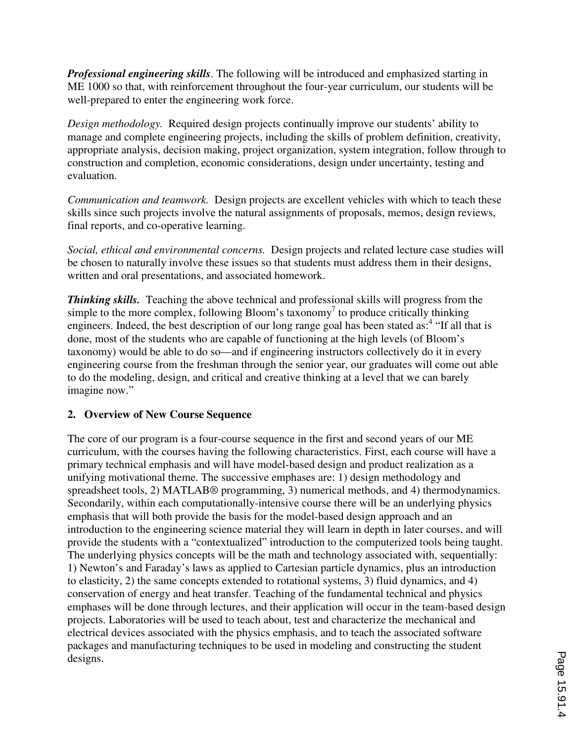***Professional engineering skills***. The following will be introduced and emphasized starting in ME 1000 so that, with reinforcement throughout the four-year curriculum, our students will be well-prepared to enter the engineering work force.

*Design methodology.* Required design projects continually improve our students' ability to manage and complete engineering projects, including the skills of problem definition, creativity, appropriate analysis, decision making, project organization, system integration, follow through to construction and completion, economic considerations, design under uncertainty, testing and evaluation.

*Communication and teamwork.* Design projects are excellent vehicles with which to teach these skills since such projects involve the natural assignments of proposals, memos, design reviews, final reports, and co-operative learning.

*Social, ethical and environmental concerns.* Design projects and related lecture case studies will be chosen to naturally involve these issues so that students must address them in their designs, written and oral presentations, and associated homework.

***Thinking skills.*** Teaching the above technical and professional skills will progress from the simple to the more complex, following Bloom's taxonomy[7] to produce critically thinking engineers. Indeed, the best description of our long range goal has been stated as:[4] "If all that is done, most of the students who are capable of functioning at the high levels (of Bloom's taxonomy) would be able to do so—and if engineering instructors collectively do it in every engineering course from the freshman through the senior year, our graduates will come out able to do the modeling, design, and critical and creative thinking at a level that we can barely imagine now."

## 2. Overview of New Course Sequence

The core of our program is a four-course sequence in the first and second years of our ME curriculum, with the courses having the following characteristics. First, each course will have a primary technical emphasis and will have model-based design and product realization as a unifying motivational theme. The successive emphases are: 1) design methodology and spreadsheet tools, 2) MATLAB® programming, 3) numerical methods, and 4) thermodynamics. Secondarily, within each computationally-intensive course there will be an underlying physics emphasis that will both provide the basis for the model-based design approach and an introduction to the engineering science material they will learn in depth in later courses, and will provide the students with a "contextualized" introduction to the computerized tools being taught. The underlying physics concepts will be the math and technology associated with, sequentially: 1) Newton's and Faraday's laws as applied to Cartesian particle dynamics, plus an introduction to elasticity, 2) the same concepts extended to rotational systems, 3) fluid dynamics, and 4) conservation of energy and heat transfer. Teaching of the fundamental technical and physics emphases will be done through lectures, and their application will occur in the team-based design projects. Laboratories will be used to teach about, test and characterize the mechanical and electrical devices associated with the physics emphasis, and to teach the associated software packages and manufacturing techniques to be used in modeling and constructing the student designs.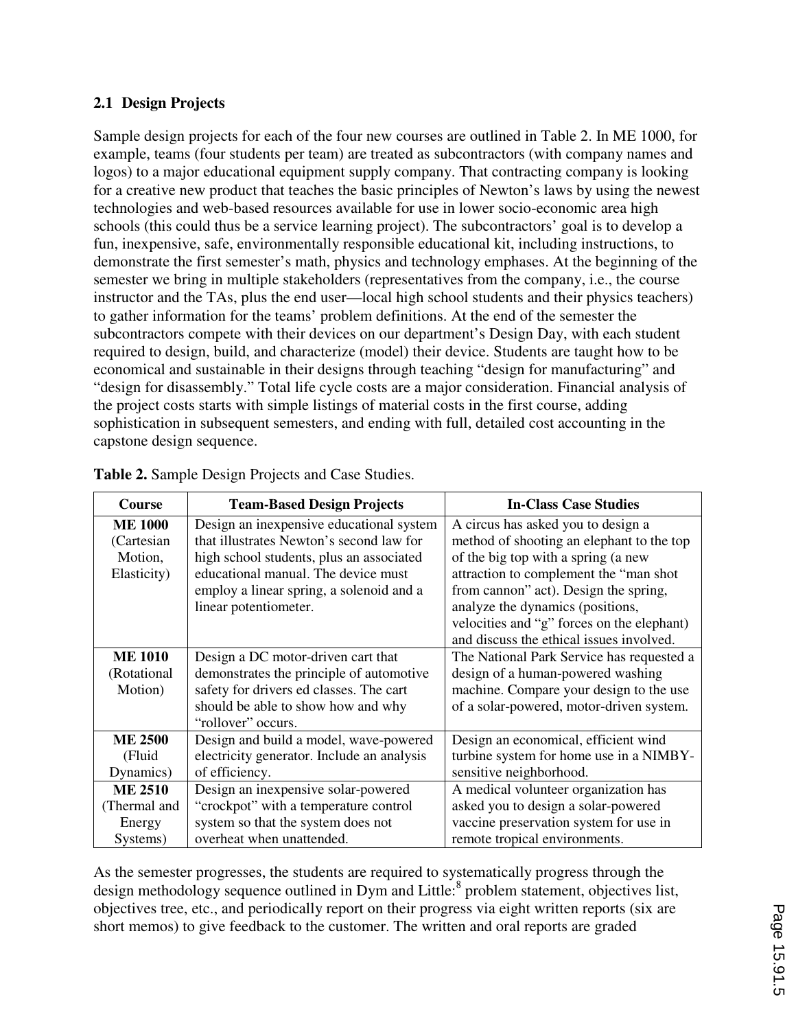### 2.1 Design Projects

Sample design projects for each of the four new courses are outlined in Table 2. In ME 1000, for example, teams (four students per team) are treated as subcontractors (with company names and logos) to a major educational equipment supply company. That contracting company is looking for a creative new product that teaches the basic principles of Newton's laws by using the newest technologies and web-based resources available for use in lower socio-economic area high schools (this could thus be a service learning project). The subcontractors' goal is to develop a fun, inexpensive, safe, environmentally responsible educational kit, including instructions, to demonstrate the first semester's math, physics and technology emphases. At the beginning of the semester we bring in multiple stakeholders (representatives from the company, i.e., the course instructor and the TAs, plus the end user—local high school students and their physics teachers) to gather information for the teams' problem definitions. At the end of the semester the subcontractors compete with their devices on our department's Design Day, with each student required to design, build, and characterize (model) their device. Students are taught how to be economical and sustainable in their designs through teaching "design for manufacturing" and "design for disassembly." Total life cycle costs are a major consideration. Financial analysis of the project costs starts with simple listings of material costs in the first course, adding sophistication in subsequent semesters, and ending with full, detailed cost accounting in the capstone design sequence.

**Table 2.** Sample Design Projects and Case Studies.

| Course | Team-Based Design Projects | In-Class Case Studies |
|---|---|---|
| **ME 1000** (Cartesian Motion, Elasticity) | Design an inexpensive educational system that illustrates Newton's second law for high school students, plus an associated educational manual. The device must employ a linear spring, a solenoid and a linear potentiometer. | A circus has asked you to design a method of shooting an elephant to the top of the big top with a spring (a new attraction to complement the "man shot from cannon" act). Design the spring, analyze the dynamics (positions, velocities and "g" forces on the elephant) and discuss the ethical issues involved. |
| **ME 1010** (Rotational Motion) | Design a DC motor-driven cart that demonstrates the principle of automotive safety for drivers ed classes. The cart should be able to show how and why "rollover" occurs. | The National Park Service has requested a design of a human-powered washing machine. Compare your design to the use of a solar-powered, motor-driven system. |
| **ME 2500** (Fluid Dynamics) | Design and build a model, wave-powered electricity generator. Include an analysis of efficiency. | Design an economical, efficient wind turbine system for home use in a NIMBY-sensitive neighborhood. |
| **ME 2510** (Thermal and Energy Systems) | Design an inexpensive solar-powered "crockpot" with a temperature control system so that the system does not overheat when unattended. | A medical volunteer organization has asked you to design a solar-powered vaccine preservation system for use in remote tropical environments. |

As the semester progresses, the students are required to systematically progress through the design methodology sequence outlined in Dym and Little:[8] problem statement, objectives list, objectives tree, etc., and periodically report on their progress via eight written reports (six are short memos) to give feedback to the customer. The written and oral reports are graded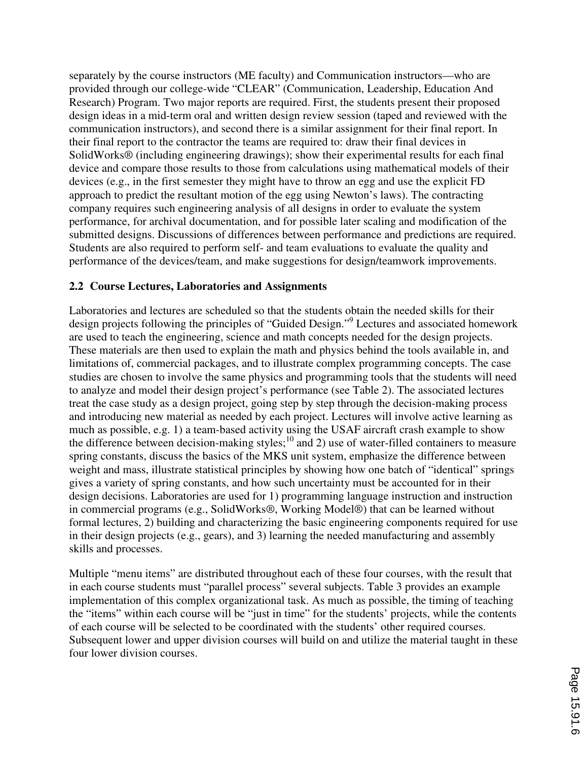separately by the course instructors (ME faculty) and Communication instructors—who are provided through our college-wide "CLEAR" (Communication, Leadership, Education And Research) Program. Two major reports are required. First, the students present their proposed design ideas in a mid-term oral and written design review session (taped and reviewed with the communication instructors), and second there is a similar assignment for their final report. In their final report to the contractor the teams are required to: draw their final devices in SolidWorks® (including engineering drawings); show their experimental results for each final device and compare those results to those from calculations using mathematical models of their devices (e.g., in the first semester they might have to throw an egg and use the explicit FD approach to predict the resultant motion of the egg using Newton's laws). The contracting company requires such engineering analysis of all designs in order to evaluate the system performance, for archival documentation, and for possible later scaling and modification of the submitted designs. Discussions of differences between performance and predictions are required. Students are also required to perform self- and team evaluations to evaluate the quality and performance of the devices/team, and make suggestions for design/teamwork improvements.

### 2.2 Course Lectures, Laboratories and Assignments

Laboratories and lectures are scheduled so that the students obtain the needed skills for their design projects following the principles of "Guided Design."[9] Lectures and associated homework are used to teach the engineering, science and math concepts needed for the design projects. These materials are then used to explain the math and physics behind the tools available in, and limitations of, commercial packages, and to illustrate complex programming concepts. The case studies are chosen to involve the same physics and programming tools that the students will need to analyze and model their design project's performance (see Table 2). The associated lectures treat the case study as a design project, going step by step through the decision-making process and introducing new material as needed by each project. Lectures will involve active learning as much as possible, e.g. 1) a team-based activity using the USAF aircraft crash example to show the difference between decision-making styles;[10] and 2) use of water-filled containers to measure spring constants, discuss the basics of the MKS unit system, emphasize the difference between weight and mass, illustrate statistical principles by showing how one batch of "identical" springs gives a variety of spring constants, and how such uncertainty must be accounted for in their design decisions. Laboratories are used for 1) programming language instruction and instruction in commercial programs (e.g., SolidWorks®, Working Model®) that can be learned without formal lectures, 2) building and characterizing the basic engineering components required for use in their design projects (e.g., gears), and 3) learning the needed manufacturing and assembly skills and processes.

Multiple "menu items" are distributed throughout each of these four courses, with the result that in each course students must "parallel process" several subjects. Table 3 provides an example implementation of this complex organizational task. As much as possible, the timing of teaching the "items" within each course will be "just in time" for the students' projects, while the contents of each course will be selected to be coordinated with the students' other required courses. Subsequent lower and upper division courses will build on and utilize the material taught in these four lower division courses.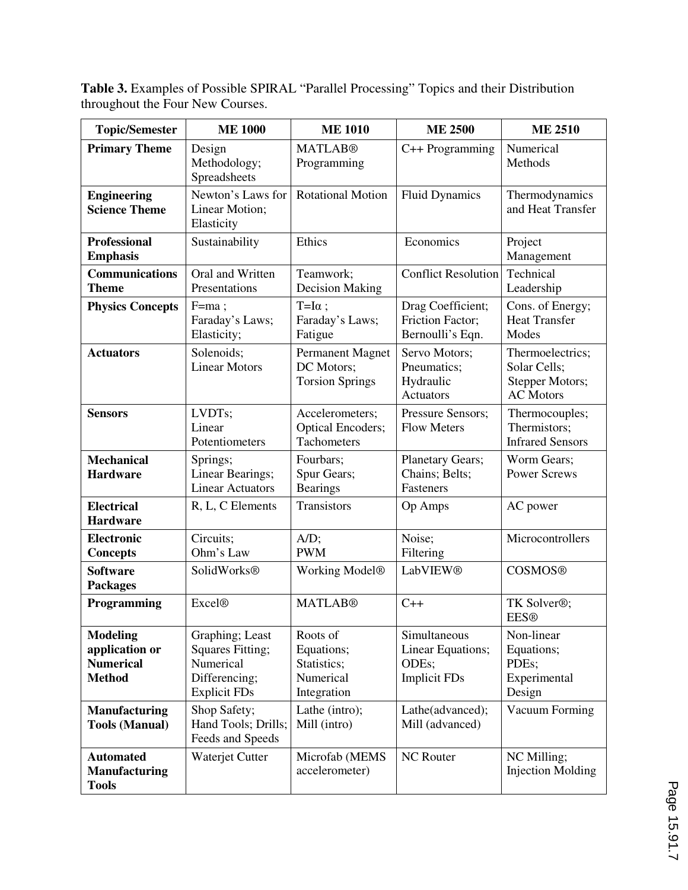**Table 3.** Examples of Possible SPIRAL "Parallel Processing" Topics and their Distribution throughout the Four New Courses.

| Topic/Semester | ME 1000 | ME 1010 | ME 2500 | ME 2510 |
|---|---|---|---|---|
| **Primary Theme** | Design Methodology; Spreadsheets | MATLAB® Programming | C++ Programming | Numerical Methods |
| **Engineering Science Theme** | Newton's Laws for Linear Motion; Elasticity | Rotational Motion | Fluid Dynamics | Thermodynamics and Heat Transfer |
| **Professional Emphasis** | Sustainability | Ethics | Economics | Project Management |
| **Communications Theme** | Oral and Written Presentations | Teamwork; Decision Making | Conflict Resolution | Technical Leadership |
| **Physics Concepts** | $F=ma$ ; Faraday's Laws; Elasticity; | $T=I\alpha$ ; Faraday's Laws; Fatigue | Drag Coefficient; Friction Factor; Bernoulli's Eqn. | Cons. of Energy; Heat Transfer Modes |
| **Actuators** | Solenoids; Linear Motors | Permanent Magnet DC Motors; Torsion Springs | Servo Motors; Pneumatics; Hydraulic Actuators | Thermoelectrics; Solar Cells; Stepper Motors; AC Motors |
| **Sensors** | LVDTs; Linear Potentiometers | Accelerometers; Optical Encoders; Tachometers | Pressure Sensors; Flow Meters | Thermocouples; Thermistors; Infrared Sensors |
| **Mechanical Hardware** | Springs; Linear Bearings; Linear Actuators | Fourbars; Spur Gears; Bearings | Planetary Gears; Chains; Belts; Fasteners | Worm Gears; Power Screws |
| **Electrical Hardware** | R, L, C Elements | Transistors | Op Amps | AC power |
| **Electronic Concepts** | Circuits; Ohm's Law | A/D; PWM | Noise; Filtering | Microcontrollers |
| **Software Packages** | SolidWorks® | Working Model® | LabVIEW® | COSMOS® |
| **Programming** | Excel® | MATLAB® | C++ | TK Solver®; EES® |
| **Modeling application or Numerical Method** | Graphing; Least Squares Fitting; Numerical Differencing; Explicit FDs | Roots of Equations; Statistics; Numerical Integration | Simultaneous Linear Equations; ODEs; Implicit FDs | Non-linear Equations; PDEs; Experimental Design |
| **Manufacturing Tools (Manual)** | Shop Safety; Hand Tools; Drills; Feeds and Speeds | Lathe (intro); Mill (intro) | Lathe(advanced); Mill (advanced) | Vacuum Forming |
| **Automated Manufacturing Tools** | Waterjet Cutter | Microfab (MEMS accelerometer) | NC Router | NC Milling; Injection Molding |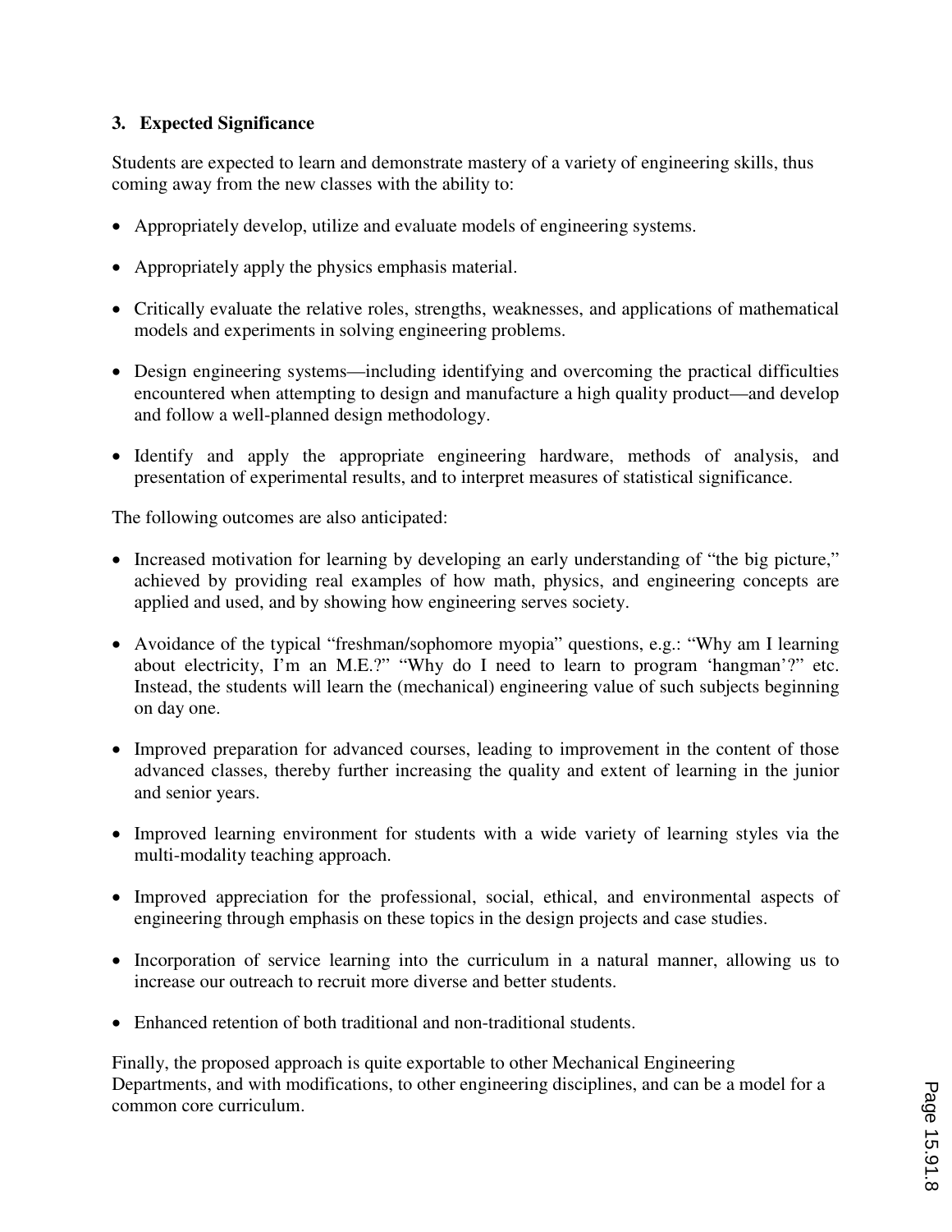### 3. Expected Significance

Students are expected to learn and demonstrate mastery of a variety of engineering skills, thus coming away from the new classes with the ability to:

- Appropriately develop, utilize and evaluate models of engineering systems.
- Appropriately apply the physics emphasis material.
- Critically evaluate the relative roles, strengths, weaknesses, and applications of mathematical models and experiments in solving engineering problems.
- Design engineering systems—including identifying and overcoming the practical difficulties encountered when attempting to design and manufacture a high quality product—and develop and follow a well-planned design methodology.
- Identify and apply the appropriate engineering hardware, methods of analysis, and presentation of experimental results, and to interpret measures of statistical significance.

The following outcomes are also anticipated:

- Increased motivation for learning by developing an early understanding of "the big picture," achieved by providing real examples of how math, physics, and engineering concepts are applied and used, and by showing how engineering serves society.
- Avoidance of the typical "freshman/sophomore myopia" questions, e.g.: "Why am I learning about electricity, I'm an M.E.?" "Why do I need to learn to program 'hangman'?" etc. Instead, the students will learn the (mechanical) engineering value of such subjects beginning on day one.
- Improved preparation for advanced courses, leading to improvement in the content of those advanced classes, thereby further increasing the quality and extent of learning in the junior and senior years.
- Improved learning environment for students with a wide variety of learning styles via the multi-modality teaching approach.
- Improved appreciation for the professional, social, ethical, and environmental aspects of engineering through emphasis on these topics in the design projects and case studies.
- Incorporation of service learning into the curriculum in a natural manner, allowing us to increase our outreach to recruit more diverse and better students.
- Enhanced retention of both traditional and non-traditional students.

Finally, the proposed approach is quite exportable to other Mechanical Engineering Departments, and with modifications, to other engineering disciplines, and can be a model for a common core curriculum.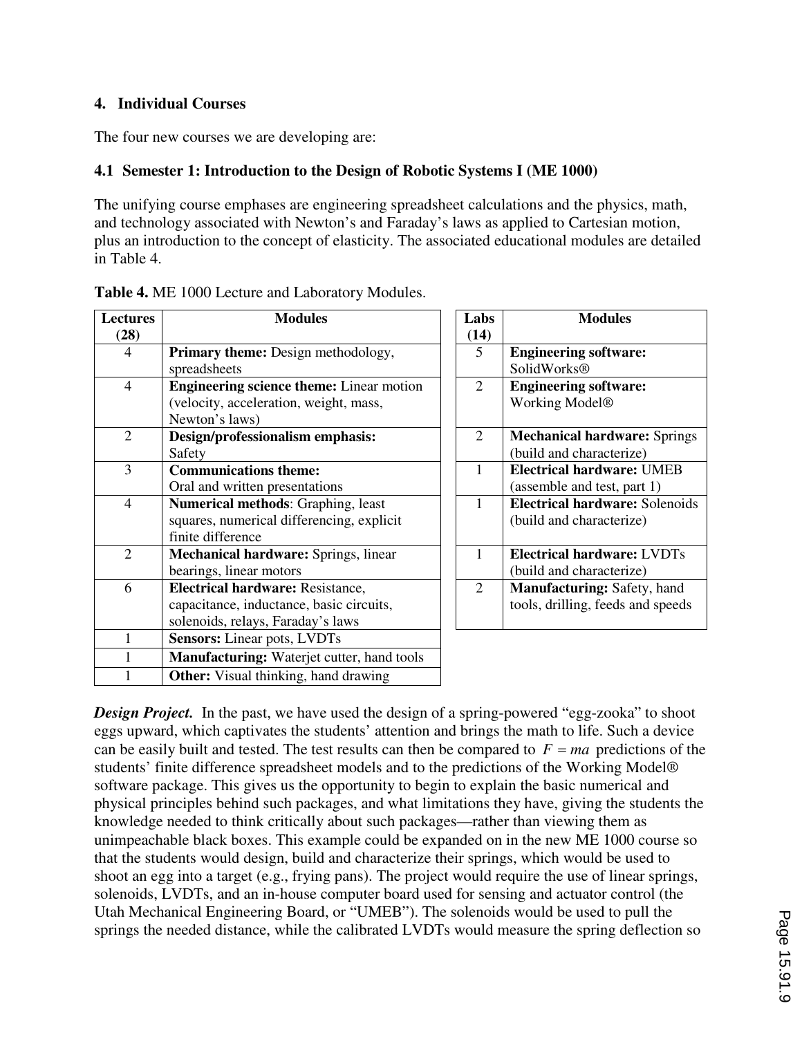## 4. Individual Courses

The four new courses we are developing are:

### 4.1 Semester 1: Introduction to the Design of Robotic Systems I (ME 1000)

The unifying course emphases are engineering spreadsheet calculations and the physics, math, and technology associated with Newton's and Faraday's laws as applied to Cartesian motion, plus an introduction to the concept of elasticity. The associated educational modules are detailed in Table 4.

**Table 4.** ME 1000 Lecture and Laboratory Modules.

| Lectures (28) | Modules |
|---|---|
| 4 | **Primary theme:** Design methodology, spreadsheets |
| 4 | **Engineering science theme:** Linear motion (velocity, acceleration, weight, mass, Newton's laws) |
| 2 | **Design/professionalism emphasis:** Safety |
| 3 | **Communications theme:** Oral and written presentations |
| 4 | **Numerical methods**: Graphing, least squares, numerical differencing, explicit finite difference |
| 2 | **Mechanical hardware:** Springs, linear bearings, linear motors |
| 6 | **Electrical hardware:** Resistance, capacitance, inductance, basic circuits, solenoids, relays, Faraday's laws |
| 1 | **Sensors:** Linear pots, LVDTs |
| 1 | **Manufacturing:** Waterjet cutter, hand tools |
| 1 | **Other:** Visual thinking, hand drawing |

| Labs (14) | Modules |
|---|---|
| 5 | **Engineering software:** SolidWorks® |
| 2 | **Engineering software:** Working Model® |
| 2 | **Mechanical hardware:** Springs (build and characterize) |
| 1 | **Electrical hardware:** UMEB (assemble and test, part 1) |
| 1 | **Electrical hardware:** Solenoids (build and characterize) |
| 1 | **Electrical hardware:** LVDTs (build and characterize) |
| 2 | **Manufacturing:** Safety, hand tools, drilling, feeds and speeds |

***Design Project.*** In the past, we have used the design of a spring-powered "egg-zooka" to shoot eggs upward, which captivates the students' attention and brings the math to life. Such a device can be easily built and tested. The test results can then be compared to $F = ma$ predictions of the students' finite difference spreadsheet models and to the predictions of the Working Model® software package. This gives us the opportunity to begin to explain the basic numerical and physical principles behind such packages, and what limitations they have, giving the students the knowledge needed to think critically about such packages—rather than viewing them as unimpeachable black boxes. This example could be expanded on in the new ME 1000 course so that the students would design, build and characterize their springs, which would be used to shoot an egg into a target (e.g., frying pans). The project would require the use of linear springs, solenoids, LVDTs, and an in-house computer board used for sensing and actuator control (the Utah Mechanical Engineering Board, or "UMEB"). The solenoids would be used to pull the springs the needed distance, while the calibrated LVDTs would measure the spring deflection so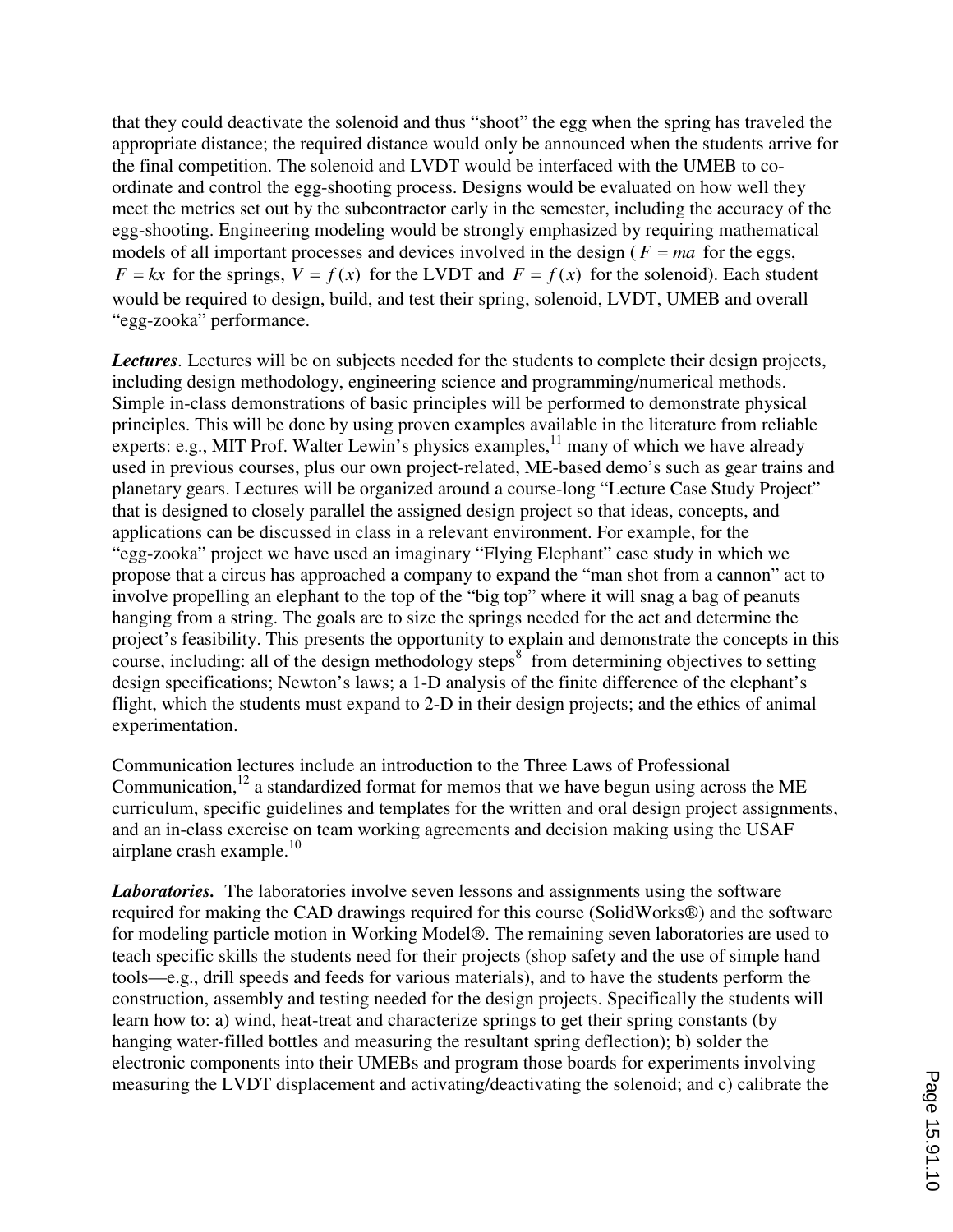that they could deactivate the solenoid and thus "shoot" the egg when the spring has traveled the appropriate distance; the required distance would only be announced when the students arrive for the final competition. The solenoid and LVDT would be interfaced with the UMEB to co-ordinate and control the egg-shooting process. Designs would be evaluated on how well they meet the metrics set out by the subcontractor early in the semester, including the accuracy of the egg-shooting. Engineering modeling would be strongly emphasized by requiring mathematical models of all important processes and devices involved in the design ( $F = ma$ for the eggs, $F = kx$ for the springs, $V = f(x)$ for the LVDT and $F = f(x)$ for the solenoid). Each student would be required to design, build, and test their spring, solenoid, LVDT, UMEB and overall "egg-zooka" performance.

***Lectures***. Lectures will be on subjects needed for the students to complete their design projects, including design methodology, engineering science and programming/numerical methods. Simple in-class demonstrations of basic principles will be performed to demonstrate physical principles. This will be done by using proven examples available in the literature from reliable experts: e.g., MIT Prof. Walter Lewin's physics examples,[11] many of which we have already used in previous courses, plus our own project-related, ME-based demo's such as gear trains and planetary gears. Lectures will be organized around a course-long "Lecture Case Study Project" that is designed to closely parallel the assigned design project so that ideas, concepts, and applications can be discussed in class in a relevant environment. For example, for the "egg-zooka" project we have used an imaginary "Flying Elephant" case study in which we propose that a circus has approached a company to expand the "man shot from a cannon" act to involve propelling an elephant to the top of the "big top" where it will snag a bag of peanuts hanging from a string. The goals are to size the springs needed for the act and determine the project's feasibility. This presents the opportunity to explain and demonstrate the concepts in this course, including: all of the design methodology steps[8] from determining objectives to setting design specifications; Newton's laws; a 1-D analysis of the finite difference of the elephant's flight, which the students must expand to 2-D in their design projects; and the ethics of animal experimentation.

Communication lectures include an introduction to the Three Laws of Professional Communication,[12] a standardized format for memos that we have begun using across the ME curriculum, specific guidelines and templates for the written and oral design project assignments, and an in-class exercise on team working agreements and decision making using the USAF airplane crash example.[10]

***Laboratories.*** The laboratories involve seven lessons and assignments using the software required for making the CAD drawings required for this course (SolidWorks®) and the software for modeling particle motion in Working Model®. The remaining seven laboratories are used to teach specific skills the students need for their projects (shop safety and the use of simple hand tools—e.g., drill speeds and feeds for various materials), and to have the students perform the construction, assembly and testing needed for the design projects. Specifically the students will learn how to: a) wind, heat-treat and characterize springs to get their spring constants (by hanging water-filled bottles and measuring the resultant spring deflection); b) solder the electronic components into their UMEBs and program those boards for experiments involving measuring the LVDT displacement and activating/deactivating the solenoid; and c) calibrate the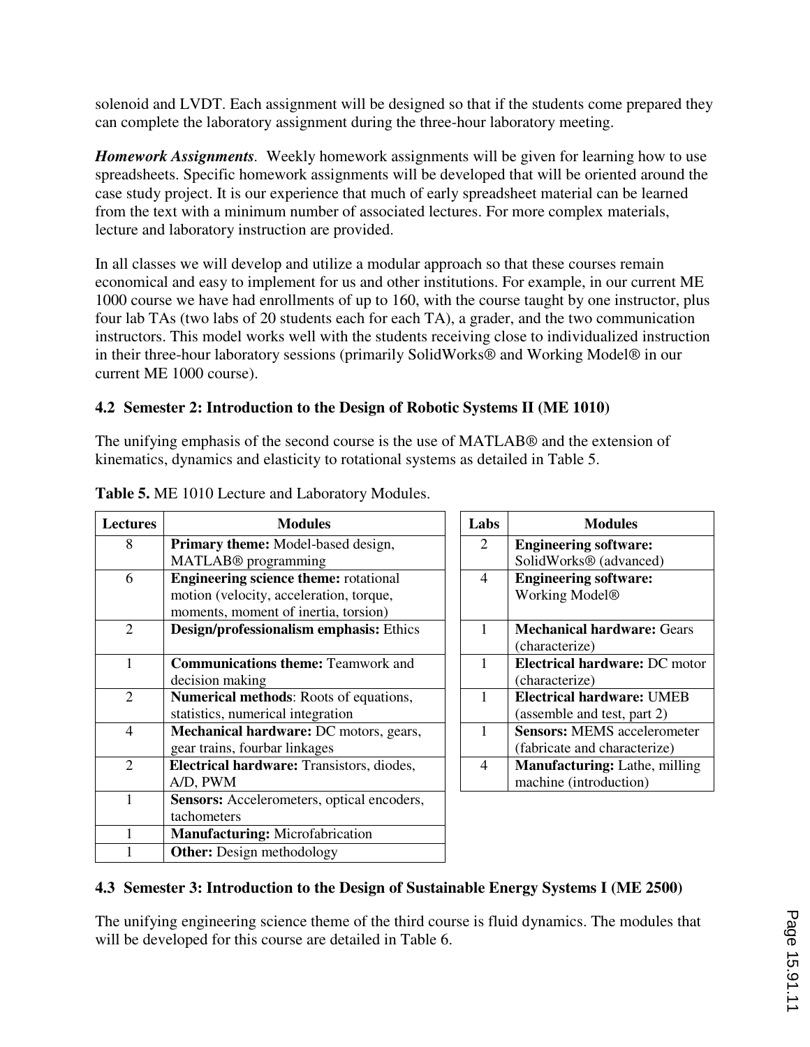solenoid and LVDT. Each assignment will be designed so that if the students come prepared they can complete the laboratory assignment during the three-hour laboratory meeting.

***Homework Assignments***. Weekly homework assignments will be given for learning how to use spreadsheets. Specific homework assignments will be developed that will be oriented around the case study project. It is our experience that much of early spreadsheet material can be learned from the text with a minimum number of associated lectures. For more complex materials, lecture and laboratory instruction are provided.

In all classes we will develop and utilize a modular approach so that these courses remain economical and easy to implement for us and other institutions. For example, in our current ME 1000 course we have had enrollments of up to 160, with the course taught by one instructor, plus four lab TAs (two labs of 20 students each for each TA), a grader, and the two communication instructors. This model works well with the students receiving close to individualized instruction in their three-hour laboratory sessions (primarily SolidWorks® and Working Model® in our current ME 1000 course).

### 4.2 Semester 2: Introduction to the Design of Robotic Systems II (ME 1010)

The unifying emphasis of the second course is the use of MATLAB® and the extension of kinematics, dynamics and elasticity to rotational systems as detailed in Table 5.

**Table 5.** ME 1010 Lecture and Laboratory Modules.

| Lectures | Modules |
|---|---|
| 8 | **Primary theme:** Model-based design, MATLAB® programming |
| 6 | **Engineering science theme:** rotational motion (velocity, acceleration, torque, moments, moment of inertia, torsion) |
| 2 | **Design/professionalism emphasis:** Ethics |
| 1 | **Communications theme:** Teamwork and decision making |
| 2 | **Numerical methods**: Roots of equations, statistics, numerical integration |
| 4 | **Mechanical hardware:** DC motors, gears, gear trains, fourbar linkages |
| 2 | **Electrical hardware:** Transistors, diodes, A/D, PWM |
| 1 | **Sensors:** Accelerometers, optical encoders, tachometers |
| 1 | **Manufacturing:** Microfabrication |
| 1 | **Other:** Design methodology |

| Labs | Modules |
|---|---|
| 2 | **Engineering software:** SolidWorks® (advanced) |
| 4 | **Engineering software:** Working Model® |
| 1 | **Mechanical hardware:** Gears (characterize) |
| 1 | **Electrical hardware:** DC motor (characterize) |
| 1 | **Electrical hardware:** UMEB (assemble and test, part 2) |
| 1 | **Sensors:** MEMS accelerometer (fabricate and characterize) |
| 4 | **Manufacturing:** Lathe, milling machine (introduction) |

### 4.3 Semester 3: Introduction to the Design of Sustainable Energy Systems I (ME 2500)

The unifying engineering science theme of the third course is fluid dynamics. The modules that will be developed for this course are detailed in Table 6.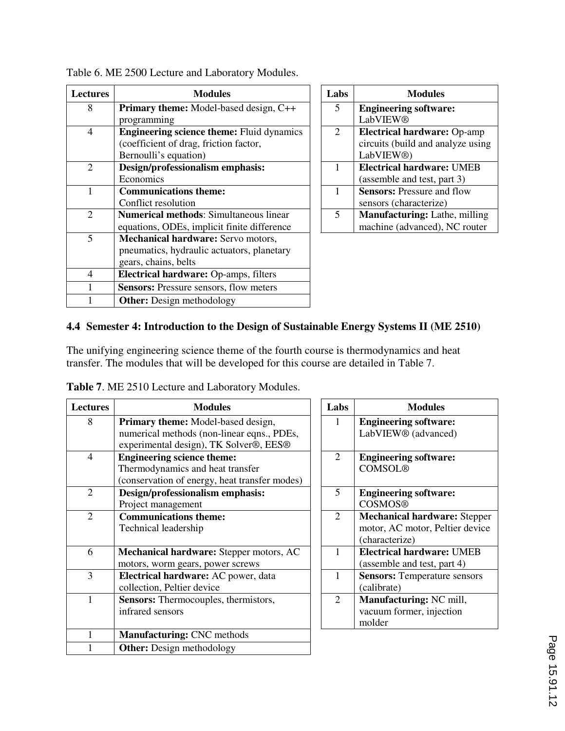Table 6. ME 2500 Lecture and Laboratory Modules.

| Lectures | Modules |
|---|---|
| 8 | **Primary theme:** Model-based design, C++ programming |
| 4 | **Engineering science theme:** Fluid dynamics (coefficient of drag, friction factor, Bernoulli's equation) |
| 2 | **Design/professionalism emphasis:** Economics |
| 1 | **Communications theme:** Conflict resolution |
| 2 | **Numerical methods**: Simultaneous linear equations, ODEs, implicit finite difference |
| 5 | **Mechanical hardware:** Servo motors, pneumatics, hydraulic actuators, planetary gears, chains, belts |
| 4 | **Electrical hardware:** Op-amps, filters |
| 1 | **Sensors:** Pressure sensors, flow meters |
| 1 | **Other:** Design methodology |

| Labs | Modules |
|---|---|
| 5 | **Engineering software:** LabVIEW® |
| 2 | **Electrical hardware:** Op-amp circuits (build and analyze using LabVIEW®) |
| 1 | **Electrical hardware:** UMEB (assemble and test, part 3) |
| 1 | **Sensors:** Pressure and flow sensors (characterize) |
| 5 | **Manufacturing:** Lathe, milling machine (advanced), NC router |

### 4.4 Semester 4: Introduction to the Design of Sustainable Energy Systems II (ME 2510)

The unifying engineering science theme of the fourth course is thermodynamics and heat transfer. The modules that will be developed for this course are detailed in Table 7.

**Table 7**. ME 2510 Lecture and Laboratory Modules.

| Lectures | Modules |
|---|---|
| 8 | **Primary theme:** Model-based design, numerical methods (non-linear eqns., PDEs, experimental design), TK Solver®, EES® |
| 4 | **Engineering science theme:** Thermodynamics and heat transfer (conservation of energy, heat transfer modes) |
| 2 | **Design/professionalism emphasis:** Project management |
| 2 | **Communications theme:** Technical leadership |
| 6 | **Mechanical hardware:** Stepper motors, AC motors, worm gears, power screws |
| 3 | **Electrical hardware:** AC power, data collection, Peltier device |
| 1 | **Sensors:** Thermocouples, thermistors, infrared sensors |
| 1 | **Manufacturing:** CNC methods |
| 1 | **Other:** Design methodology |

| Labs | Modules |
|---|---|
| 1 | **Engineering software:** LabVIEW® (advanced) |
| 2 | **Engineering software:** COMSOL® |
| 5 | **Engineering software:** COSMOS® |
| 2 | **Mechanical hardware:** Stepper motor, AC motor, Peltier device (characterize) |
| 1 | **Electrical hardware:** UMEB (assemble and test, part 4) |
| 1 | **Sensors:** Temperature sensors (calibrate) |
| 2 | **Manufacturing:** NC mill, vacuum former, injection molder |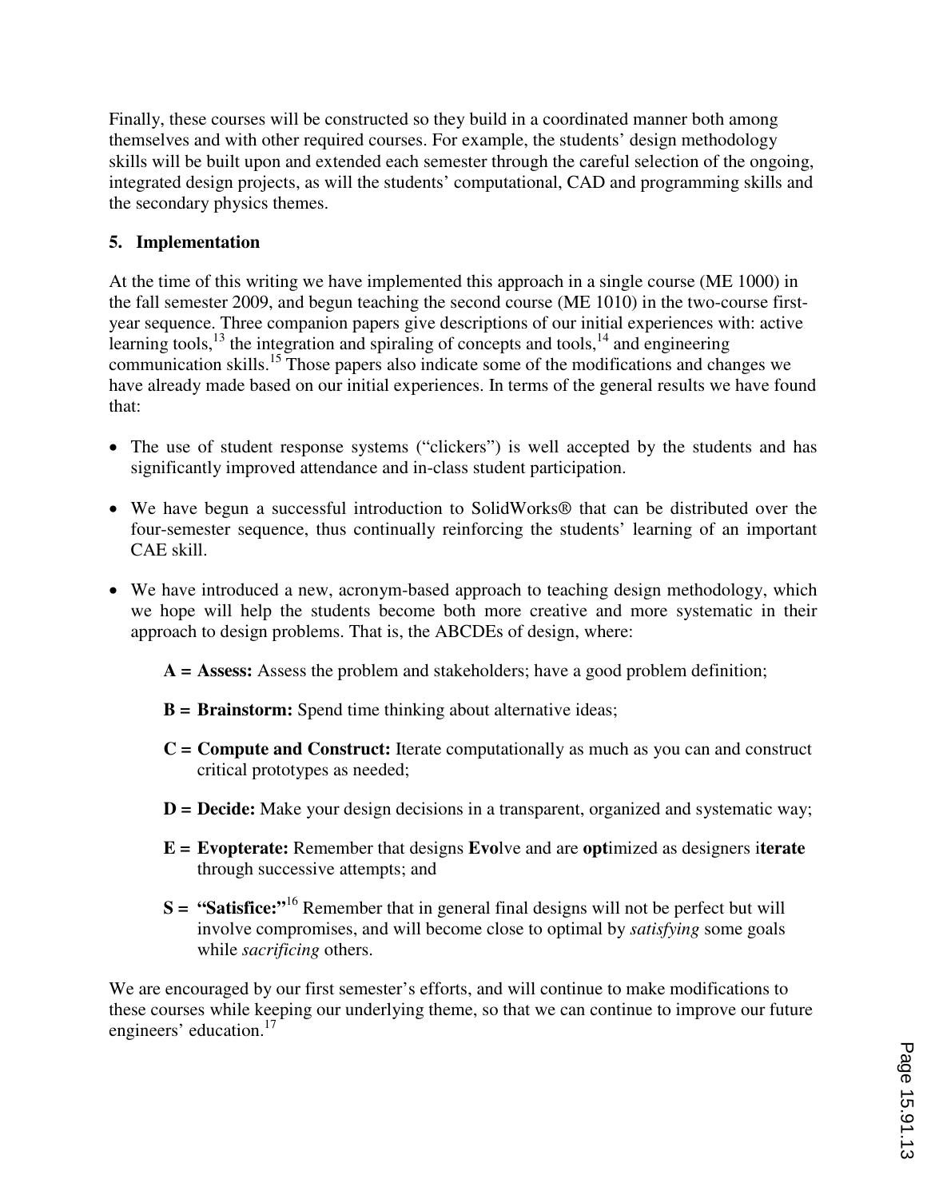Finally, these courses will be constructed so they build in a coordinated manner both among themselves and with other required courses. For example, the students' design methodology skills will be built upon and extended each semester through the careful selection of the ongoing, integrated design projects, as will the students' computational, CAD and programming skills and the secondary physics themes.

## 5. Implementation

At the time of this writing we have implemented this approach in a single course (ME 1000) in the fall semester 2009, and begun teaching the second course (ME 1010) in the two-course first-year sequence. Three companion papers give descriptions of our initial experiences with: active learning tools,[13] the integration and spiraling of concepts and tools,[14] and engineering communication skills.[15] Those papers also indicate some of the modifications and changes we have already made based on our initial experiences. In terms of the general results we have found that:

- The use of student response systems ("clickers") is well accepted by the students and has significantly improved attendance and in-class student participation.
- We have begun a successful introduction to SolidWorks® that can be distributed over the four-semester sequence, thus continually reinforcing the students' learning of an important CAE skill.
- We have introduced a new, acronym-based approach to teaching design methodology, which we hope will help the students become both more creative and more systematic in their approach to design problems. That is, the ABCDEs of design, where:

  **A = Assess:** Assess the problem and stakeholders; have a good problem definition;

  **B = Brainstorm:** Spend time thinking about alternative ideas;

  **C = Compute and Construct:** Iterate computationally as much as you can and construct critical prototypes as needed;

  **D = Decide:** Make your design decisions in a transparent, organized and systematic way;

  **E = Evopterate:** Remember that designs **Evo**lve and are **opt**imized as designers i**terate** through successive attempts; and

  **S = "Satisfice:"**[16] Remember that in general final designs will not be perfect but will involve compromises, and will become close to optimal by *satisfying* some goals while *sacrificing* others.

We are encouraged by our first semester's efforts, and will continue to make modifications to these courses while keeping our underlying theme, so that we can continue to improve our future engineers' education.[17]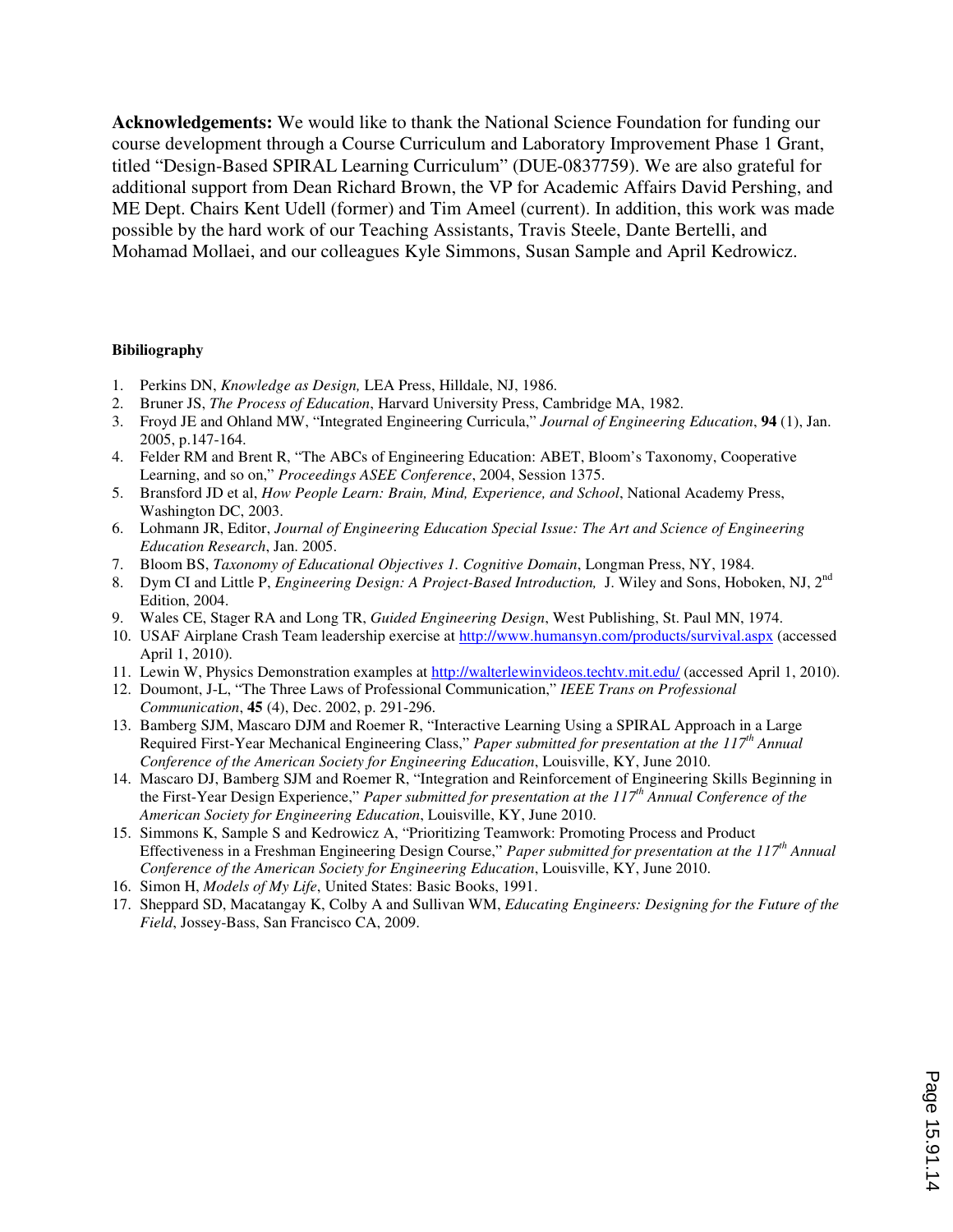**Acknowledgements:** We would like to thank the National Science Foundation for funding our course development through a Course Curriculum and Laboratory Improvement Phase 1 Grant, titled "Design-Based SPIRAL Learning Curriculum" (DUE-0837759). We are also grateful for additional support from Dean Richard Brown, the VP for Academic Affairs David Pershing, and ME Dept. Chairs Kent Udell (former) and Tim Ameel (current). In addition, this work was made possible by the hard work of our Teaching Assistants, Travis Steele, Dante Bertelli, and Mohamad Mollaei, and our colleagues Kyle Simmons, Susan Sample and April Kedrowicz.

**Bibiliography**

1. Perkins DN, *Knowledge as Design,* LEA Press, Hilldale, NJ, 1986.
2. Bruner JS, *The Process of Education*, Harvard University Press, Cambridge MA, 1982.
3. Froyd JE and Ohland MW, "Integrated Engineering Curricula," *Journal of Engineering Education*, **94** (1), Jan. 2005, p.147-164.
4. Felder RM and Brent R, "The ABCs of Engineering Education: ABET, Bloom's Taxonomy, Cooperative Learning, and so on," *Proceedings ASEE Conference*, 2004, Session 1375.
5. Bransford JD et al, *How People Learn: Brain, Mind, Experience, and School*, National Academy Press, Washington DC, 2003.
6. Lohmann JR, Editor, *Journal of Engineering Education Special Issue: The Art and Science of Engineering Education Research*, Jan. 2005.
7. Bloom BS, *Taxonomy of Educational Objectives 1. Cognitive Domain*, Longman Press, NY, 1984.
8. Dym CI and Little P, *Engineering Design: A Project-Based Introduction,* J. Wiley and Sons, Hoboken, NJ, 2nd Edition, 2004.
9. Wales CE, Stager RA and Long TR, *Guided Engineering Design*, West Publishing, St. Paul MN, 1974.
10. USAF Airplane Crash Team leadership exercise at http://www.humansyn.com/products/survival.aspx (accessed April 1, 2010).
11. Lewin W, Physics Demonstration examples at http://walterlewinvideos.techtv.mit.edu/ (accessed April 1, 2010).
12. Doumont, J-L, "The Three Laws of Professional Communication," *IEEE Trans on Professional Communication*, **45** (4), Dec. 2002, p. 291-296.
13. Bamberg SJM, Mascaro DJM and Roemer R, "Interactive Learning Using a SPIRAL Approach in a Large Required First-Year Mechanical Engineering Class," *Paper submitted for presentation at the 117th Annual Conference of the American Society for Engineering Education*, Louisville, KY, June 2010.
14. Mascaro DJ, Bamberg SJM and Roemer R, "Integration and Reinforcement of Engineering Skills Beginning in the First-Year Design Experience," *Paper submitted for presentation at the 117th Annual Conference of the American Society for Engineering Education*, Louisville, KY, June 2010.
15. Simmons K, Sample S and Kedrowicz A, "Prioritizing Teamwork: Promoting Process and Product Effectiveness in a Freshman Engineering Design Course," *Paper submitted for presentation at the 117th Annual Conference of the American Society for Engineering Education*, Louisville, KY, June 2010.
16. Simon H, *Models of My Life*, United States: Basic Books, 1991.
17. Sheppard SD, Macatangay K, Colby A and Sullivan WM, *Educating Engineers: Designing for the Future of the Field*, Jossey-Bass, San Francisco CA, 2009.